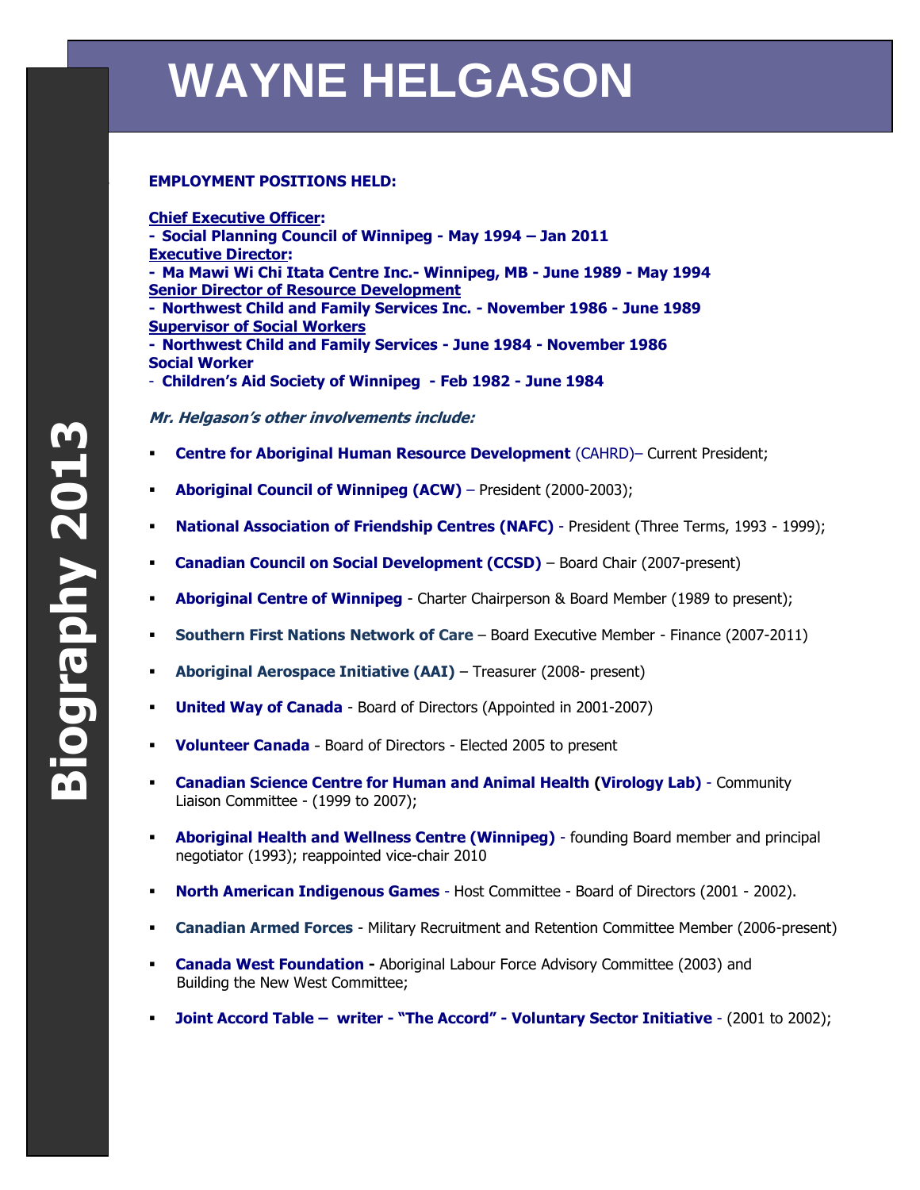# WAYNE HELGASON

**Biography 2013**

**EMPLOYMENT POSITIONS HELD:**

**Chief Executive Officer:**
**- Social Planning Council of Winnipeg - May 1994 – Jan 2011**
**Executive Director:**
**- Ma Mawi Wi Chi Itata Centre Inc.- Winnipeg, MB - June 1989 - May 1994**
**Senior Director of Resource Development**
**- Northwest Child and Family Services Inc. - November 1986 - June 1989**
**Supervisor of Social Workers**
**- Northwest Child and Family Services - June 1984 - November 1986**
**Social Worker**
**- Children's Aid Society of Winnipeg - Feb 1982 - June 1984**

***Mr. Helgason's other involvements include:***

- **Centre for Aboriginal Human Resource Development** (CAHRD)– Current President;
- **Aboriginal Council of Winnipeg (ACW)** – President (2000-2003);
- **National Association of Friendship Centres (NAFC)** - President (Three Terms, 1993 - 1999);
- **Canadian Council on Social Development (CCSD)** – Board Chair (2007-present)
- **Aboriginal Centre of Winnipeg** - Charter Chairperson & Board Member (1989 to present);
- **Southern First Nations Network of Care** – Board Executive Member - Finance (2007-2011)
- **Aboriginal Aerospace Initiative (AAI)** – Treasurer (2008- present)
- **United Way of Canada** - Board of Directors (Appointed in 2001-2007)
- **Volunteer Canada** - Board of Directors - Elected 2005 to present
- **Canadian Science Centre for Human and Animal Health (Virology Lab)** - Community Liaison Committee - (1999 to 2007);
- **Aboriginal Health and Wellness Centre (Winnipeg)** - founding Board member and principal negotiator (1993); reappointed vice-chair 2010
- **North American Indigenous Games** - Host Committee - Board of Directors (2001 - 2002).
- **Canadian Armed Forces** - Military Recruitment and Retention Committee Member (2006-present)
- **Canada West Foundation -** Aboriginal Labour Force Advisory Committee (2003) and Building the New West Committee;
- **Joint Accord Table – writer - "The Accord" - Voluntary Sector Initiative** - (2001 to 2002);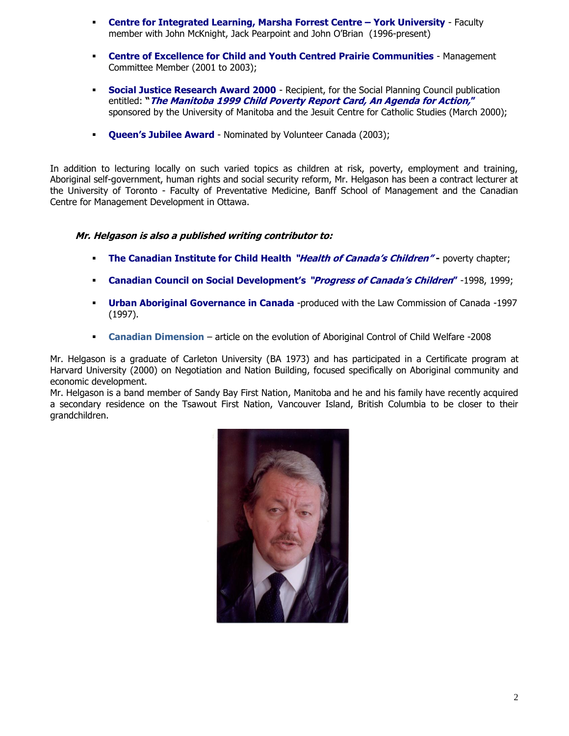- **Centre for Integrated Learning, Marsha Forrest Centre – York University** - Faculty member with John McKnight, Jack Pearpoint and John O'Brian (1996-present)

- **Centre of Excellence for Child and Youth Centred Prairie Communities** - Management Committee Member (2001 to 2003);

- **Social Justice Research Award 2000** - Recipient, for the Social Planning Council publication entitled: **"*The Manitoba 1999 Child Poverty Report Card, An Agenda for Action,*"** sponsored by the University of Manitoba and the Jesuit Centre for Catholic Studies (March 2000);

- **Queen's Jubilee Award** - Nominated by Volunteer Canada (2003);

In addition to lecturing locally on such varied topics as children at risk, poverty, employment and training, Aboriginal self-government, human rights and social security reform, Mr. Helgason has been a contract lecturer at the University of Toronto - Faculty of Preventative Medicine, Banff School of Management and the Canadian Centre for Management Development in Ottawa.

***Mr. Helgason is also a published writing contributor to:***

- **The Canadian Institute for Child Health *"Health of Canada's Children"* -** poverty chapter;

- **Canadian Council on Social Development's *"Progress of Canada's Children"*** -1998, 1999;

- **Urban Aboriginal Governance in Canada** -produced with the Law Commission of Canada -1997 (1997).

- **Canadian Dimension** – article on the evolution of Aboriginal Control of Child Welfare -2008

Mr. Helgason is a graduate of Carleton University (BA 1973) and has participated in a Certificate program at Harvard University (2000) on Negotiation and Nation Building, focused specifically on Aboriginal community and economic development.
Mr. Helgason is a band member of Sandy Bay First Nation, Manitoba and he and his family have recently acquired a secondary residence on the Tsawout First Nation, Vancouver Island, British Columbia to be closer to their grandchildren.